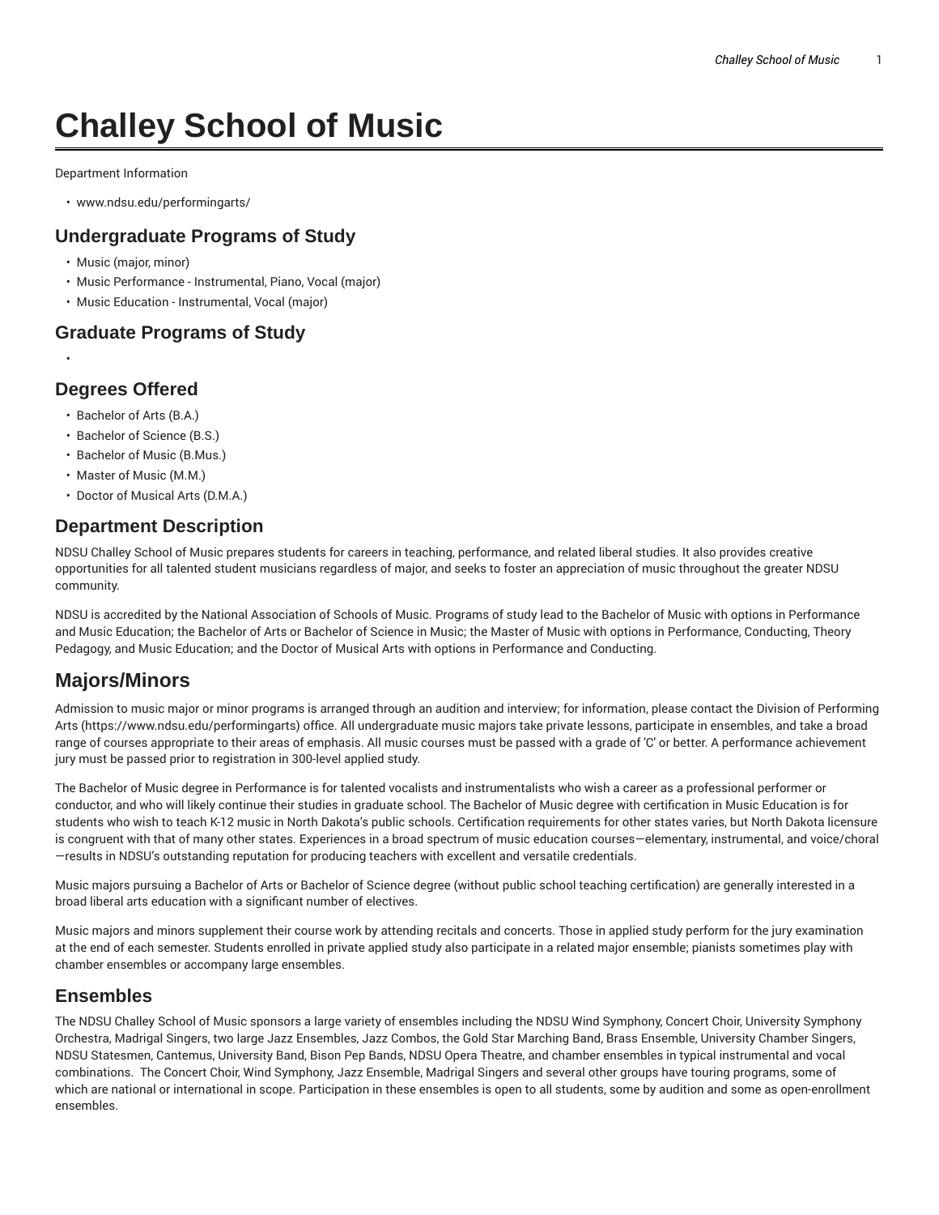# Challey School of Music

Department Information

- www.ndsu.edu/performingarts/

## Undergraduate Programs of Study

- Music (major, minor)
- Music Performance - Instrumental, Piano, Vocal (major)
- Music Education - Instrumental, Vocal (major)

## Graduate Programs of Study

-

## Degrees Offered

- Bachelor of Arts (B.A.)
- Bachelor of Science (B.S.)
- Bachelor of Music (B.Mus.)
- Master of Music (M.M.)
- Doctor of Musical Arts (D.M.A.)

## Department Description

NDSU Challey School of Music prepares students for careers in teaching, performance, and related liberal studies. It also provides creative opportunities for all talented student musicians regardless of major, and seeks to foster an appreciation of music throughout the greater NDSU community.

NDSU is accredited by the National Association of Schools of Music. Programs of study lead to the Bachelor of Music with options in Performance and Music Education; the Bachelor of Arts or Bachelor of Science in Music; the Master of Music with options in Performance, Conducting, Theory Pedagogy, and Music Education; and the Doctor of Musical Arts with options in Performance and Conducting.

# Majors/Minors

Admission to music major or minor programs is arranged through an audition and interview; for information, please contact the Division of Performing Arts (https://www.ndsu.edu/performingarts) office. All undergraduate music majors take private lessons, participate in ensembles, and take a broad range of courses appropriate to their areas of emphasis. All music courses must be passed with a grade of 'C' or better. A performance achievement jury must be passed prior to registration in 300-level applied study.

The Bachelor of Music degree in Performance is for talented vocalists and instrumentalists who wish a career as a professional performer or conductor, and who will likely continue their studies in graduate school. The Bachelor of Music degree with certification in Music Education is for students who wish to teach K-12 music in North Dakota's public schools. Certification requirements for other states varies, but North Dakota licensure is congruent with that of many other states. Experiences in a broad spectrum of music education courses—elementary, instrumental, and voice/choral—results in NDSU's outstanding reputation for producing teachers with excellent and versatile credentials.

Music majors pursuing a Bachelor of Arts or Bachelor of Science degree (without public school teaching certification) are generally interested in a broad liberal arts education with a significant number of electives.

Music majors and minors supplement their course work by attending recitals and concerts. Those in applied study perform for the jury examination at the end of each semester. Students enrolled in private applied study also participate in a related major ensemble; pianists sometimes play with chamber ensembles or accompany large ensembles.

## Ensembles

The NDSU Challey School of Music sponsors a large variety of ensembles including the NDSU Wind Symphony, Concert Choir, University Symphony Orchestra, Madrigal Singers, two large Jazz Ensembles, Jazz Combos, the Gold Star Marching Band, Brass Ensemble, University Chamber Singers, NDSU Statesmen, Cantemus, University Band, Bison Pep Bands, NDSU Opera Theatre, and chamber ensembles in typical instrumental and vocal combinations. The Concert Choir, Wind Symphony, Jazz Ensemble, Madrigal Singers and several other groups have touring programs, some of which are national or international in scope. Participation in these ensembles is open to all students, some by audition and some as open-enrollment ensembles.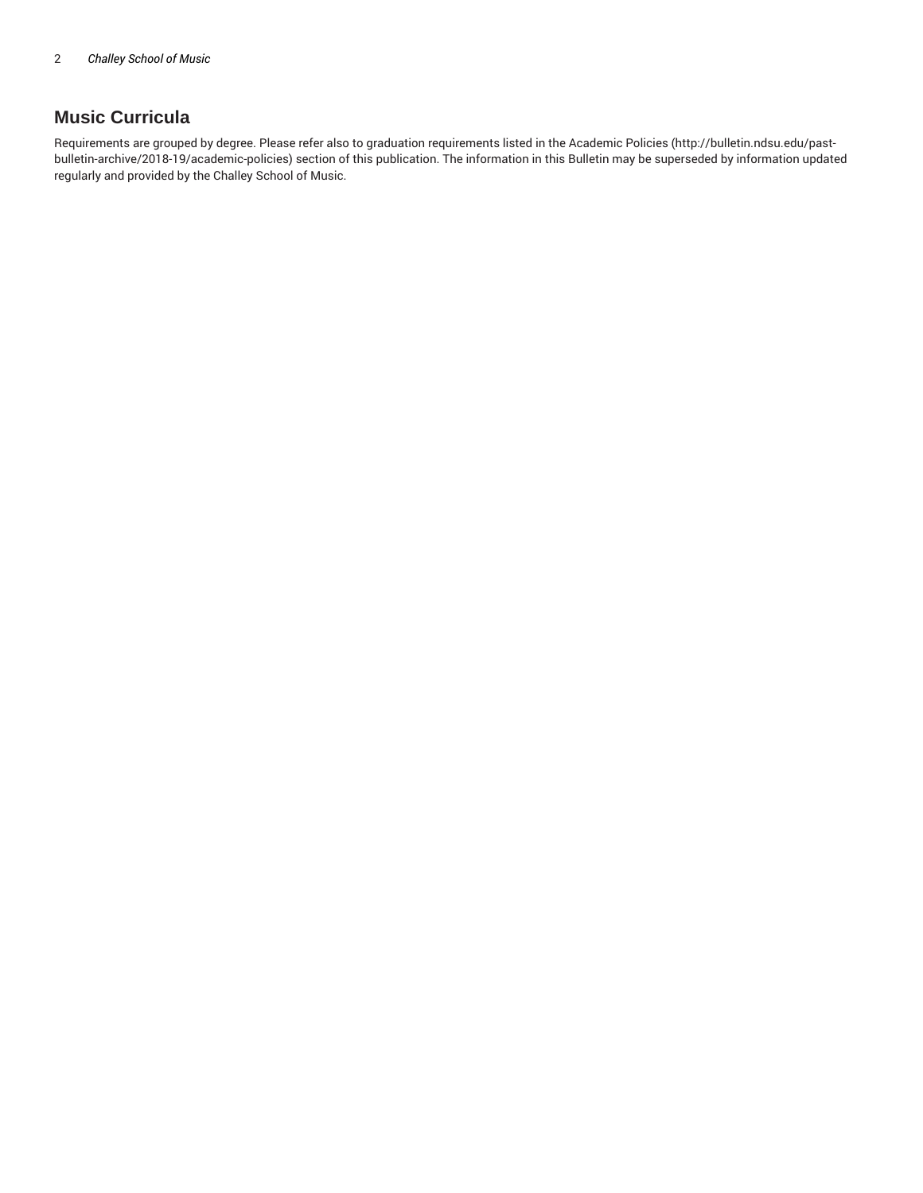## Music Curricula

Requirements are grouped by degree. Please refer also to graduation requirements listed in the Academic Policies (http://bulletin.ndsu.edu/past-bulletin-archive/2018-19/academic-policies) section of this publication. The information in this Bulletin may be superseded by information updated regularly and provided by the Challey School of Music.